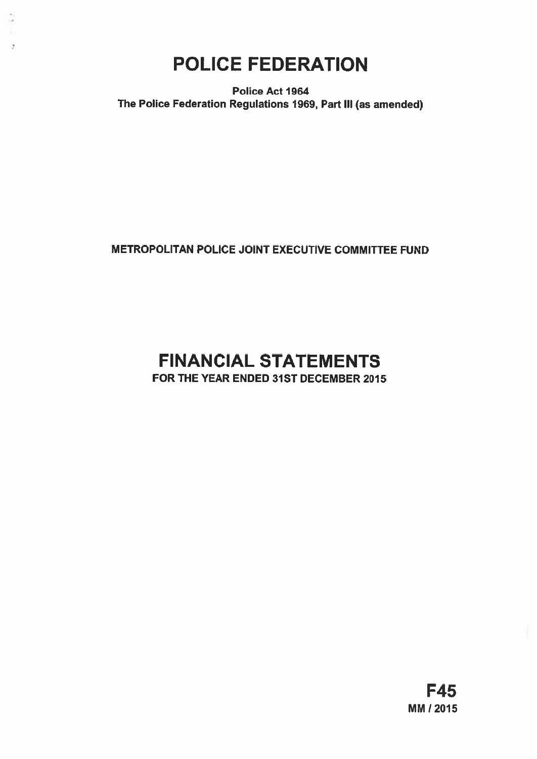# POLICE FEDERATION

**Police Act 1964**
**The Police Federation Regulations 1969, Part III (as amended)**

**METROPOLITAN POLICE JOINT EXECUTIVE COMMITTEE FUND**

# FINANCIAL STATEMENTS

**FOR THE YEAR ENDED 31ST DECEMBER 2015**

**F45**
**MM / 2015**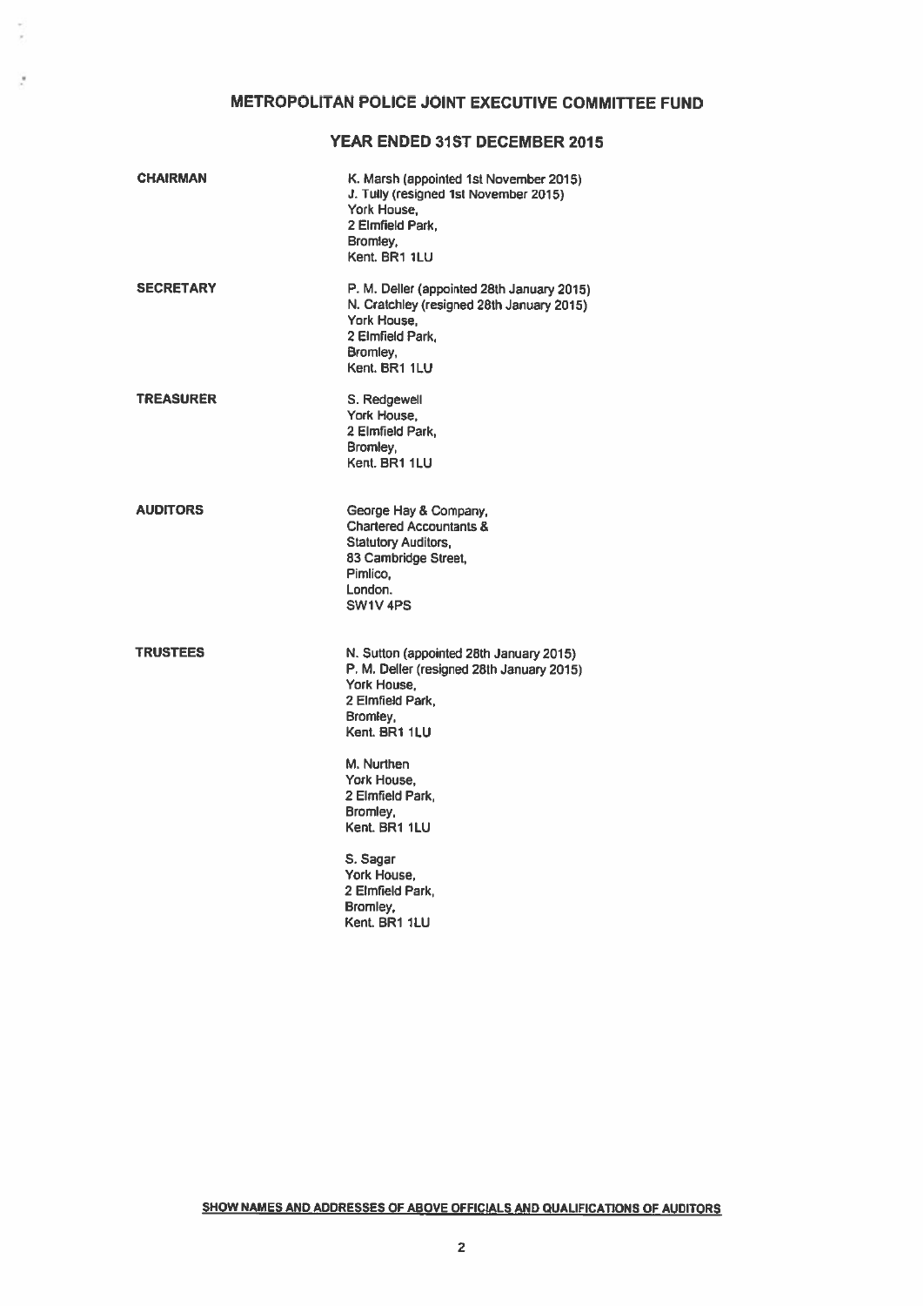# METROPOLITAN POLICE JOINT EXECUTIVE COMMITTEE FUND

## YEAR ENDED 31ST DECEMBER 2015

| | |
|---|---|
| **CHAIRMAN** | K. Marsh (appointed 1st November 2015)<br>J. Tully (resigned 1st November 2015)<br>York House,<br>2 Elmfield Park,<br>Bromley,<br>Kent. BR1 1LU |
| **SECRETARY** | P. M. Deller (appointed 28th January 2015)<br>N. Cratchley (resigned 28th January 2015)<br>York House,<br>2 Elmfield Park,<br>Bromley,<br>Kent. BR1 1LU |
| **TREASURER** | S. Redgewell<br>York House,<br>2 Elmfield Park,<br>Bromley,<br>Kent. BR1 1LU |
| **AUDITORS** | George Hay & Company,<br>Chartered Accountants &<br>Statutory Auditors,<br>83 Cambridge Street,<br>Pimlico,<br>London.<br>SW1V 4PS |
| **TRUSTEES** | N. Sutton (appointed 28th January 2015)<br>P. M. Deller (resigned 28th January 2015)<br>York House,<br>2 Elmfield Park,<br>Bromley,<br>Kent. BR1 1LU<br><br>M. Nurthen<br>York House,<br>2 Elmfield Park,<br>Bromley,<br>Kent. BR1 1LU<br><br>S. Sagar<br>York House,<br>2 Elmfield Park,<br>Bromley,<br>Kent. BR1 1LU |

**SHOW NAMES AND ADDRESSES OF ABOVE OFFICIALS AND QUALIFICATIONS OF AUDITORS**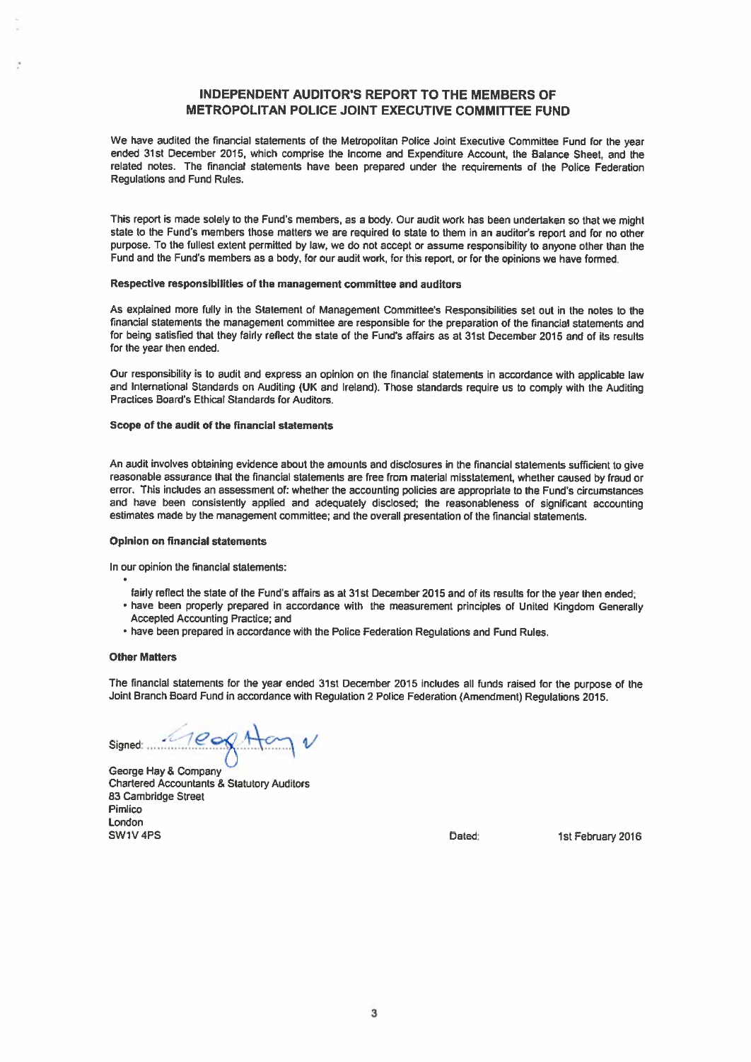# INDEPENDENT AUDITOR'S REPORT TO THE MEMBERS OF METROPOLITAN POLICE JOINT EXECUTIVE COMMITTEE FUND

We have audited the financial statements of the Metropolitan Police Joint Executive Committee Fund for the year ended 31st December 2015, which comprise the Income and Expenditure Account, the Balance Sheet, and the related notes. The financial statements have been prepared under the requirements of the Police Federation Regulations and Fund Rules.

This report is made solely to the Fund's members, as a body. Our audit work has been undertaken so that we might state to the Fund's members those matters we are required to state to them in an auditor's report and for no other purpose. To the fullest extent permitted by law, we do not accept or assume responsibility to anyone other than the Fund and the Fund's members as a body, for our audit work, for this report, or for the opinions we have formed.

**Respective responsibilities of the management committee and auditors**

As explained more fully in the Statement of Management Committee's Responsibilities set out in the notes to the financial statements the management committee are responsible for the preparation of the financial statements and for being satisfied that they fairly reflect the state of the Fund's affairs as at 31st December 2015 and of its results for the year then ended.

Our responsibility is to audit and express an opinion on the financial statements in accordance with applicable law and International Standards on Auditing (UK and Ireland). Those standards require us to comply with the Auditing Practices Board's Ethical Standards for Auditors.

**Scope of the audit of the financial statements**

An audit involves obtaining evidence about the amounts and disclosures in the financial statements sufficient to give reasonable assurance that the financial statements are free from material misstatement, whether caused by fraud or error. This includes an assessment of: whether the accounting policies are appropriate to the Fund's circumstances and have been consistently applied and adequately disclosed; the reasonableness of significant accounting estimates made by the management committee; and the overall presentation of the financial statements.

**Opinion on financial statements**

In our opinion the financial statements:

- fairly reflect the state of the Fund's affairs as at 31st December 2015 and of its results for the year then ended;
- have been properly prepared in accordance with the measurement principles of United Kingdom Generally Accepted Accounting Practice; and
- have been prepared in accordance with the Police Federation Regulations and Fund Rules.

**Other Matters**

The financial statements for the year ended 31st December 2015 includes all funds raised for the purpose of the Joint Branch Board Fund in accordance with Regulation 2 Police Federation (Amendment) Regulations 2015.

Signed: ............................................

George Hay & Company
Chartered Accountants & Statutory Auditors
83 Cambridge Street
Pimlico
London
SW1V 4PS

Dated: 1st February 2016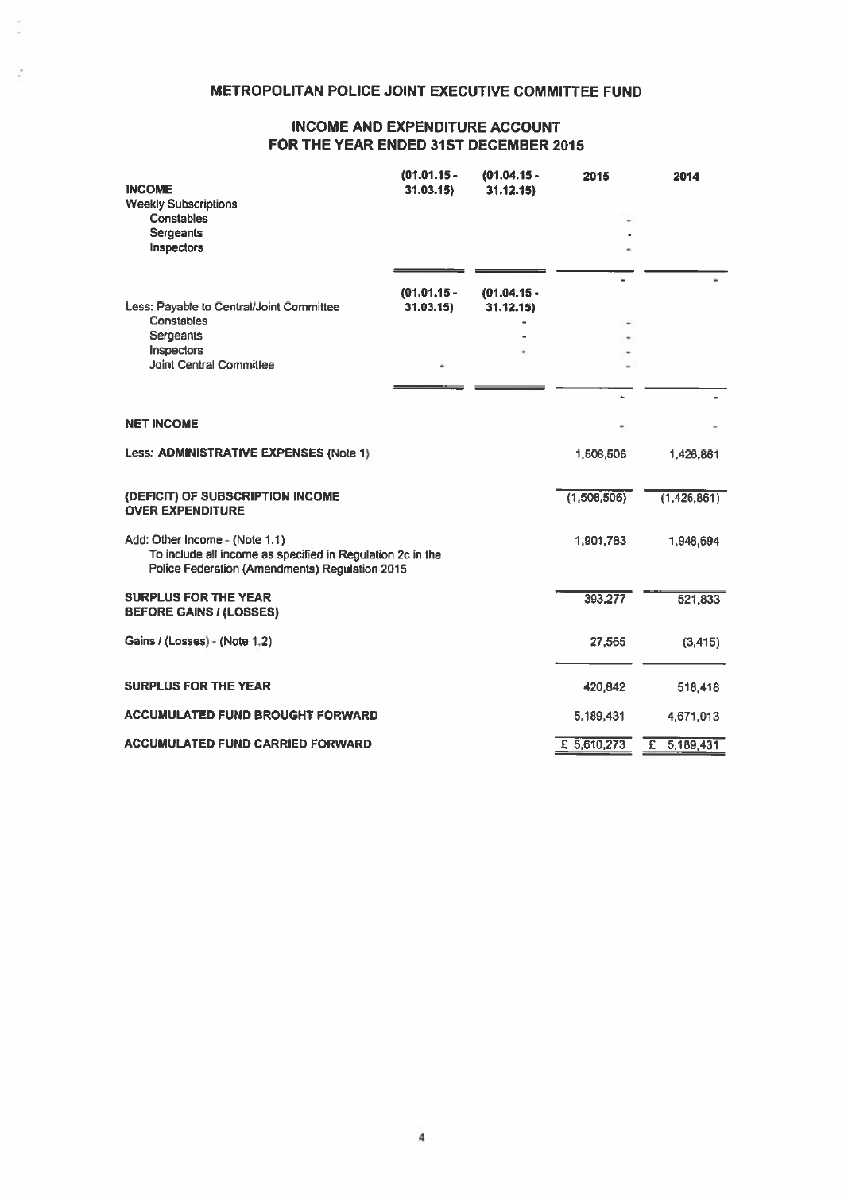# METROPOLITAN POLICE JOINT EXECUTIVE COMMITTEE FUND

## INCOME AND EXPENDITURE ACCOUNT FOR THE YEAR ENDED 31ST DECEMBER 2015

| | (01.01.15 - 31.03.15) | (01.04.15 - 31.12.15) | 2015 | 2014 |
|---|---|---|---|---|
| **INCOME** | | | | |
| Weekly Subscriptions | | | | |
| Constables | | | - | |
| Sergeants | | | - | |
| Inspectors | | | - | |
| | | | - | - |
| | **(01.01.15 - 31.03.15)** | **(01.04.15 - 31.12.15)** | | |
| Less: Payable to Central/Joint Committee | | | | |
| Constables | | - | - | |
| Sergeants | | - | - | |
| Inspectors | | - | - | |
| Joint Central Committee | - | | - | |
| | | | - | - |
| **NET INCOME** | | | - | - |
| Less: **ADMINISTRATIVE EXPENSES** (Note 1) | | | 1,508,506 | 1,426,861 |
| **(DEFICIT) OF SUBSCRIPTION INCOME OVER EXPENDITURE** | | | (1,508,506) | (1,426,861) |
| Add: Other Income - (Note 1.1) To include all income as specified in Regulation 2c in the Police Federation (Amendments) Regulation 2015 | | | 1,901,783 | 1,948,694 |
| **SURPLUS FOR THE YEAR BEFORE GAINS / (LOSSES)** | | | 393,277 | 521,833 |
| Gains / (Losses) - (Note 1.2) | | | 27,565 | (3,415) |
| **SURPLUS FOR THE YEAR** | | | 420,842 | 518,418 |
| **ACCUMULATED FUND BROUGHT FORWARD** | | | 5,189,431 | 4,671,013 |
| **ACCUMULATED FUND CARRIED FORWARD** | | | £ 5,610,273 | £ 5,189,431 |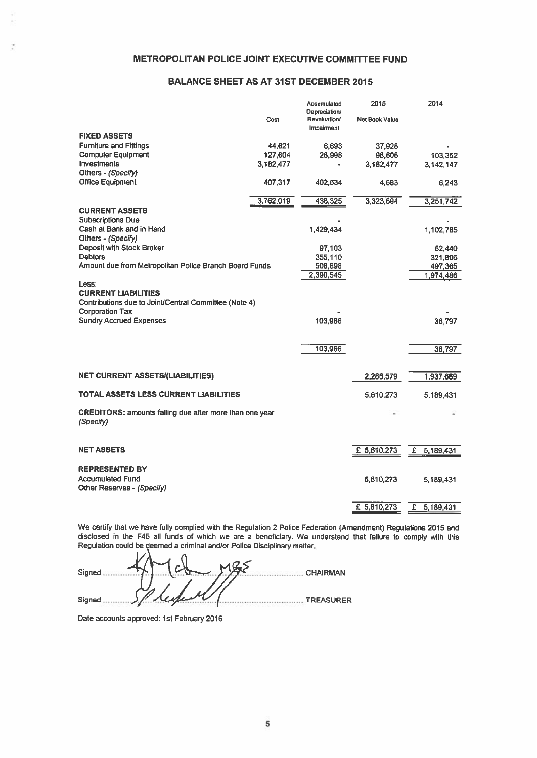# METROPOLITAN POLICE JOINT EXECUTIVE COMMITTEE FUND

## BALANCE SHEET AS AT 31ST DECEMBER 2015

| | Cost | Accumulated Depreciation/ Revaluation/ Impairment | 2015 Net Book Value | 2014 |
|---|---|---|---|---|
| **FIXED ASSETS** | | | | |
| Furniture and Fittings | 44,621 | 6,693 | 37,928 | - |
| Computer Equipment | 127,604 | 28,998 | 98,606 | 103,352 |
| Investments | 3,182,477 | - | 3,182,477 | 3,142,147 |
| Others - *(Specify)* | | | | |
| Office Equipment | 407,317 | 402,634 | 4,683 | 6,243 |
| | 3,762,019 | 438,325 | 3,323,694 | 3,251,742 |
| **CURRENT ASSETS** | | | | |
| Subscriptions Due | | - | | - |
| Cash at Bank and in Hand | | 1,429,434 | | 1,102,785 |
| Others - *(Specify)* | | | | |
| Deposit with Stock Broker | | 97,103 | | 52,440 |
| Debtors | | 355,110 | | 321,896 |
| Amount due from Metropolitan Police Branch Board Funds | | 508,898 | | 497,365 |
| | | 2,390,545 | | 1,974,486 |
| Less: | | | | |
| **CURRENT LIABILITIES** | | | | |
| Contributions due to Joint/Central Committee (Note 4) | | | | |
| Corporation Tax | | - | | - |
| Sundry Accrued Expenses | | 103,966 | | 36,797 |
| | | 103,966 | | 36,797 |
| **NET CURRENT ASSETS/(LIABILITIES)** | | | 2,286,579 | 1,937,689 |
| **TOTAL ASSETS LESS CURRENT LIABILITIES** | | | 5,610,273 | 5,189,431 |
| **CREDITORS:** amounts falling due after more than one year *(Specify)* | | | - | - |
| **NET ASSETS** | | | £ 5,610,273 | £ 5,189,431 |
| **REPRESENTED BY** | | | | |
| Accumulated Fund | | | 5,610,273 | 5,189,431 |
| Other Reserves - *(Specify)* | | | | |
| | | | £ 5,610,273 | £ 5,189,431 |

We certify that we have fully complied with the Regulation 2 Police Federation (Amendment) Regulations 2015 and disclosed in the F45 all funds of which we are a beneficiary. We understand that failure to comply with this Regulation could be deemed a criminal and/or Police Disciplinary matter.

Signed ............................................ CHAIRMAN

Signed ............................................ TREASURER

Date accounts approved: 1st February 2016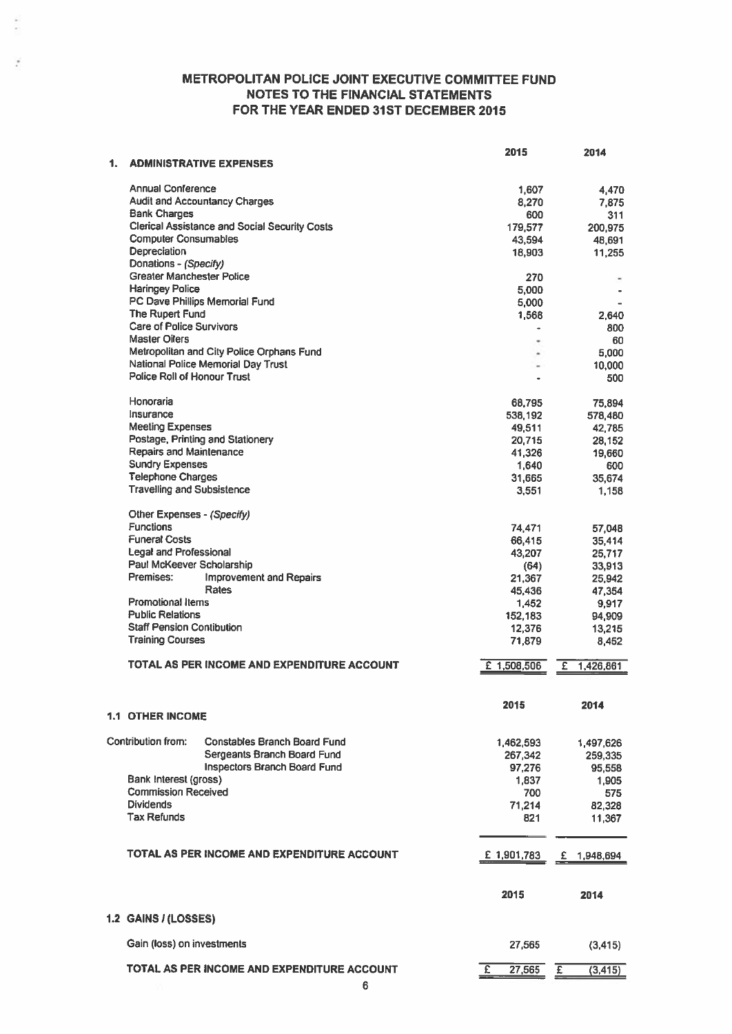# METROPOLITAN POLICE JOINT EXECUTIVE COMMITTEE FUND
## NOTES TO THE FINANCIAL STATEMENTS
## FOR THE YEAR ENDED 31ST DECEMBER 2015

### 1. ADMINISTRATIVE EXPENSES

| | 2015 | 2014 |
|---|---|---|
| Annual Conference | 1,607 | 4,470 |
| Audit and Accountancy Charges | 8,270 | 7,875 |
| Bank Charges | 600 | 311 |
| Clerical Assistance and Social Security Costs | 179,577 | 200,975 |
| Computer Consumables | 43,594 | 48,691 |
| Depreciation | 18,903 | 11,255 |
| Donations - *(Specify)* | | |
| Greater Manchester Police | 270 | - |
| Haringey Police | 5,000 | - |
| PC Dave Phillips Memorial Fund | 5,000 | - |
| The Rupert Fund | 1,568 | 2,640 |
| Care of Police Survivors | - | 800 |
| Master Oilers | - | 60 |
| Metropolitan and City Police Orphans Fund | - | 5,000 |
| National Police Memorial Day Trust | - | 10,000 |
| Police Roll of Honour Trust | - | 500 |
| Honoraria | 68,795 | 75,894 |
| Insurance | 538,192 | 578,480 |
| Meeting Expenses | 49,511 | 42,765 |
| Postage, Printing and Stationery | 20,715 | 28,152 |
| Repairs and Maintenance | 41,326 | 19,660 |
| Sundry Expenses | 1,640 | 600 |
| Telephone Charges | 31,665 | 35,674 |
| Travelling and Subsistence | 3,551 | 1,158 |
| Other Expenses - *(Specify)* | | |
| Functions | 74,471 | 57,048 |
| Funeral Costs | 66,415 | 35,414 |
| Legal and Professional | 43,207 | 25,717 |
| Paul McKeever Scholarship | (64) | 33,913 |
| Premises: Improvement and Repairs | 21,367 | 25,942 |
| Premises: Rates | 45,436 | 47,354 |
| Promotional Items | 1,452 | 9,917 |
| Public Relations | 152,183 | 94,909 |
| Staff Pension Contibution | 12,376 | 13,215 |
| Training Courses | 71,879 | 8,452 |
| **TOTAL AS PER INCOME AND EXPENDITURE ACCOUNT** | **£ 1,508,506** | **£ 1,426,861** |

### 1.1 OTHER INCOME

| | 2015 | 2014 |
|---|---|---|
| Contribution from: Constables Branch Board Fund | 1,462,593 | 1,497,626 |
| Sergeants Branch Board Fund | 267,342 | 259,335 |
| Inspectors Branch Board Fund | 97,276 | 95,558 |
| Bank Interest (gross) | 1,837 | 1,905 |
| Commission Received | 700 | 575 |
| Dividends | 71,214 | 82,328 |
| Tax Refunds | 821 | 11,367 |
| **TOTAL AS PER INCOME AND EXPENDITURE ACCOUNT** | **£ 1,901,783** | **£ 1,948,694** |

### 1.2 GAINS / (LOSSES)

| | 2015 | 2014 |
|---|---|---|
| Gain (loss) on investments | 27,565 | (3,415) |
| **TOTAL AS PER INCOME AND EXPENDITURE ACCOUNT** | **£ 27,565** | **£ (3,415)** |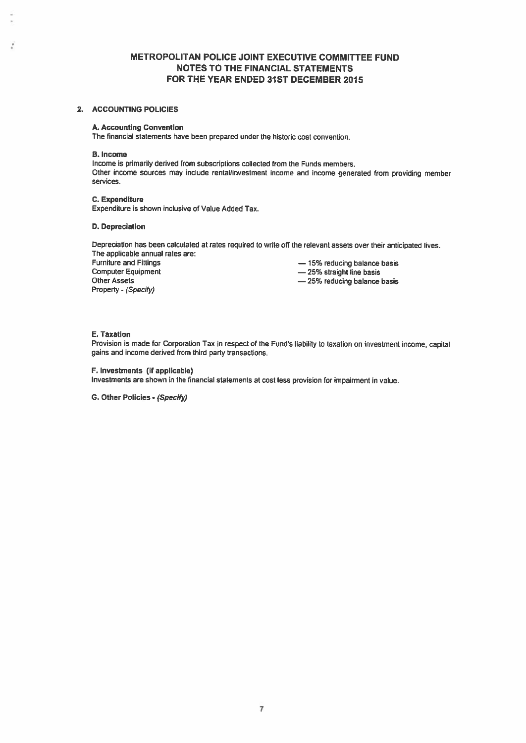# METROPOLITAN POLICE JOINT EXECUTIVE COMMITTEE FUND
## NOTES TO THE FINANCIAL STATEMENTS
## FOR THE YEAR ENDED 31ST DECEMBER 2015

### 2. ACCOUNTING POLICIES

**A. Accounting Convention**
The financial statements have been prepared under the historic cost convention.

**B. Income**
Income is primarily derived from subscriptions collected from the Funds members.
Other income sources may include rental/investment income and income generated from providing member services.

**C. Expenditure**
Expenditure is shown inclusive of Value Added Tax.

**D. Depreciation**

Depreciation has been calculated at rates required to write off the relevant assets over their anticipated lives.
The applicable annual rates are:

| | |
|---|---|
| Furniture and Fittings | — 15% reducing balance basis |
| Computer Equipment | — 25% straight line basis |
| Other Assets | — 25% reducing balance basis |
| Property - *(Specify)* | |

**E. Taxation**
Provision is made for Corporation Tax in respect of the Fund's liability to taxation on investment income, capital gains and income derived from third party transactions.

**F. Investments (if applicable)**
Investments are shown in the financial statements at cost less provision for impairment in value.

**G. Other Policies - *(Specify)***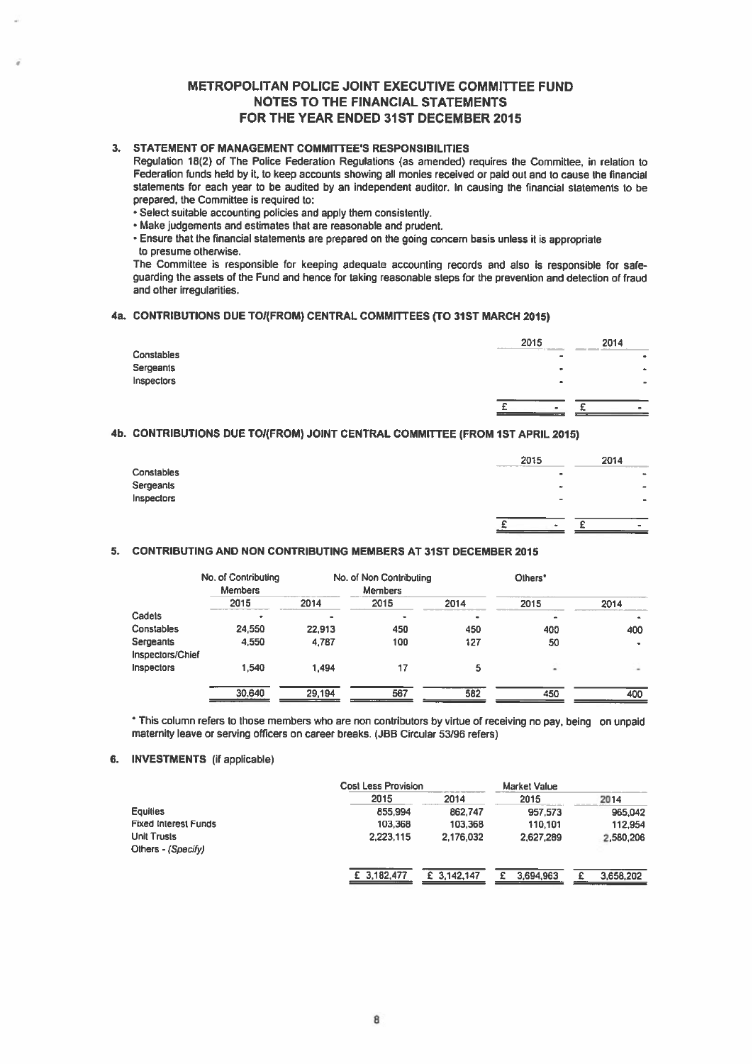# METROPOLITAN POLICE JOINT EXECUTIVE COMMITTEE FUND
## NOTES TO THE FINANCIAL STATEMENTS
## FOR THE YEAR ENDED 31ST DECEMBER 2015

### 3. STATEMENT OF MANAGEMENT COMMITTEE'S RESPONSIBILITIES

Regulation 18(2) of The Police Federation Regulations (as amended) requires the Committee, in relation to Federation funds held by it, to keep accounts showing all monies received or paid out and to cause the financial statements for each year to be audited by an independent auditor. In causing the financial statements to be prepared, the Committee is required to:

- Select suitable accounting policies and apply them consistently.
- Make judgements and estimates that are reasonable and prudent.
- Ensure that the financial statements are prepared on the going concern basis unless it is appropriate to presume otherwise.

The Committee is responsible for keeping adequate accounting records and also is responsible for safe-guarding the assets of the Fund and hence for taking reasonable steps for the prevention and detection of fraud and other irregularities.

### 4a. CONTRIBUTIONS DUE TO/(FROM) CENTRAL COMMITTEES (TO 31ST MARCH 2015)

| | 2015 | 2014 |
|---|---|---|
| Constables | - | - |
| Sergeants | - | - |
| Inspectors | - | - |
| | £ - | £ - |

### 4b. CONTRIBUTIONS DUE TO/(FROM) JOINT CENTRAL COMMITTEE (FROM 1ST APRIL 2015)

| | 2015 | 2014 |
|---|---|---|
| Constables | - | - |
| Sergeants | - | - |
| Inspectors | - | - |
| | £ - | £ - |

### 5. CONTRIBUTING AND NON CONTRIBUTING MEMBERS AT 31ST DECEMBER 2015

| | No. of Contributing Members | | No. of Non Contributing Members | | Others* | |
|---|---|---|---|---|---|---|
| | 2015 | 2014 | 2015 | 2014 | 2015 | 2014 |
| Cadets | - | - | - | - | - | - |
| Constables | 24,550 | 22,913 | 450 | 450 | 400 | 400 |
| Sergeants | 4,550 | 4,787 | 100 | 127 | 50 | - |
| Inspectors/Chief Inspectors | 1,540 | 1,494 | 17 | 5 | - | - |
| | 30,640 | 29,194 | 567 | 582 | 450 | 400 |

\* This column refers to those members who are non contributors by virtue of receiving no pay, being on unpaid maternity leave or serving officers on career breaks. (JBB Circular 53/96 refers)

### 6. INVESTMENTS (if applicable)

| | Cost Less Provision | | Market Value | |
|---|---|---|---|---|
| | 2015 | 2014 | 2015 | 2014 |
| Equities | 855,994 | 862,747 | 957,573 | 965,042 |
| Fixed Interest Funds | 103,368 | 103,368 | 110,101 | 112,954 |
| Unit Trusts | 2,223,115 | 2,176,032 | 2,627,289 | 2,580,206 |
| Others - *(Specify)* | | | | |
| | £ 3,182,477 | £ 3,142,147 | £ 3,694,963 | £ 3,658,202 |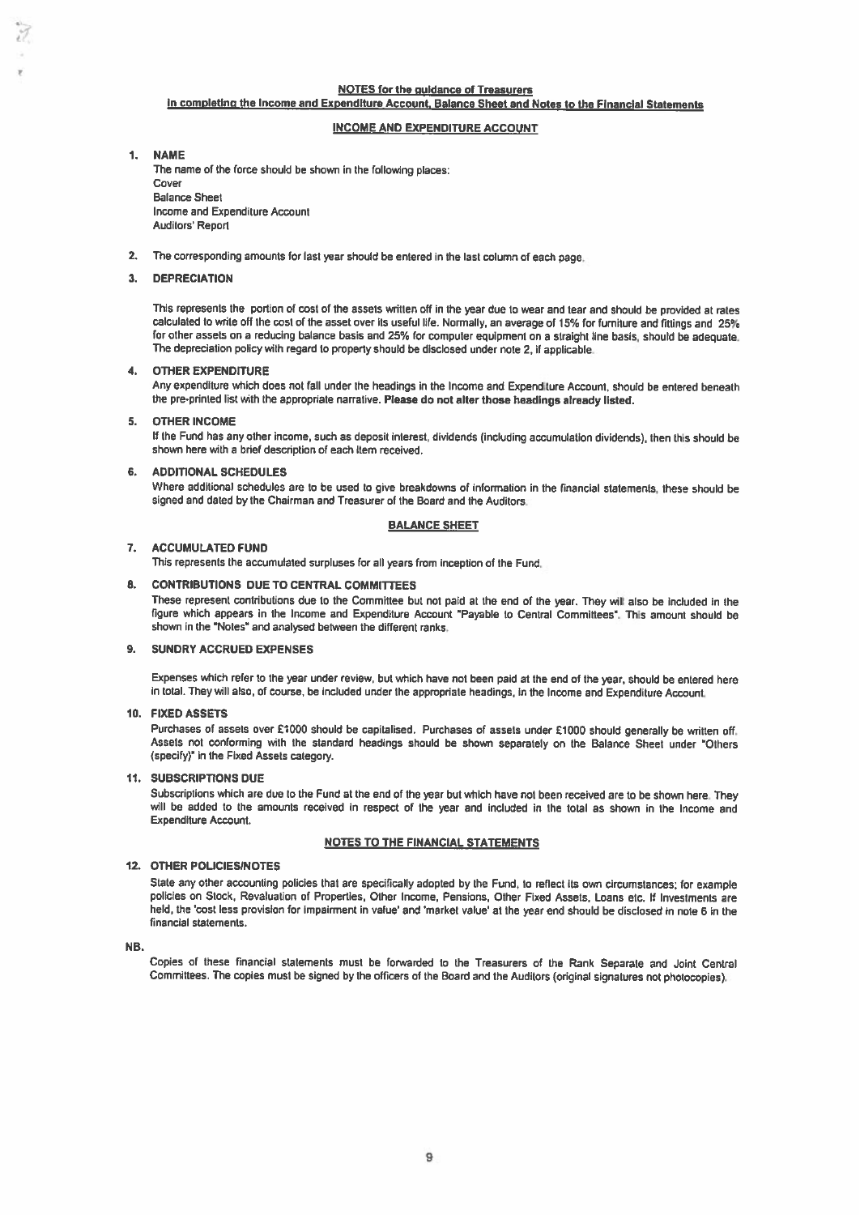## NOTES for the guidance of Treasurers
### In completing the Income and Expenditure Account, Balance Sheet and Notes to the Financial Statements

### INCOME AND EXPENDITURE ACCOUNT

**1. NAME**

The name of the force should be shown in the following places:
Cover
Balance Sheet
Income and Expenditure Account
Auditors' Report

**2.** The corresponding amounts for last year should be entered in the last column of each page.

**3. DEPRECIATION**

This represents the portion of cost of the assets written off in the year due to wear and tear and should be provided at rates calculated to write off the cost of the asset over its useful life. Normally, an average of 15% for furniture and fittings and 25% for other assets on a reducing balance basis and 25% for computer equipment on a straight line basis, should be adequate. The depreciation policy with regard to property should be disclosed under note 2, if applicable.

**4. OTHER EXPENDITURE**

Any expenditure which does not fall under the headings in the Income and Expenditure Account, should be entered beneath the pre-printed list with the appropriate narrative. **Please do not alter those headings already listed.**

**5. OTHER INCOME**

If the Fund has any other income, such as deposit interest, dividends (including accumulation dividends), then this should be shown here with a brief description of each item received.

**6. ADDITIONAL SCHEDULES**

Where additional schedules are to be used to give breakdowns of information in the financial statements, these should be signed and dated by the Chairman and Treasurer of the Board and the Auditors.

### BALANCE SHEET

**7. ACCUMULATED FUND**

This represents the accumulated surpluses for all years from inception of the Fund.

**8. CONTRIBUTIONS DUE TO CENTRAL COMMITTEES**

These represent contributions due to the Committee but not paid at the end of the year. They will also be included in the figure which appears in the Income and Expenditure Account "Payable to Central Committees". This amount should be shown in the "Notes" and analysed between the different ranks.

**9. SUNDRY ACCRUED EXPENSES**

Expenses which refer to the year under review, but which have not been paid at the end of the year, should be entered here in total. They will also, of course, be included under the appropriate headings, in the Income and Expenditure Account.

**10. FIXED ASSETS**

Purchases of assets over £1000 should be capitalised. Purchases of assets under £1000 should generally be written off. Assets not conforming with the standard headings should be shown separately on the Balance Sheet under "Others (specify)" in the Fixed Assets category.

**11. SUBSCRIPTIONS DUE**

Subscriptions which are due to the Fund at the end of the year but which have not been received are to be shown here. They will be added to the amounts received in respect of the year and included in the total as shown in the Income and Expenditure Account.

### NOTES TO THE FINANCIAL STATEMENTS

**12. OTHER POLICIES/NOTES**

State any other accounting policies that are specifically adopted by the Fund, to reflect its own circumstances; for example policies on Stock, Revaluation of Properties, Other Income, Pensions, Other Fixed Assets, Loans etc. If Investments are held, the 'cost less provision for impairment in value' and 'market value' at the year end should be disclosed in note 6 in the financial statements.

**NB.**

Copies of these financial statements must be forwarded to the Treasurers of the Rank Separate and Joint Central Committees. The copies must be signed by the officers of the Board and the Auditors (original signatures not photocopies).